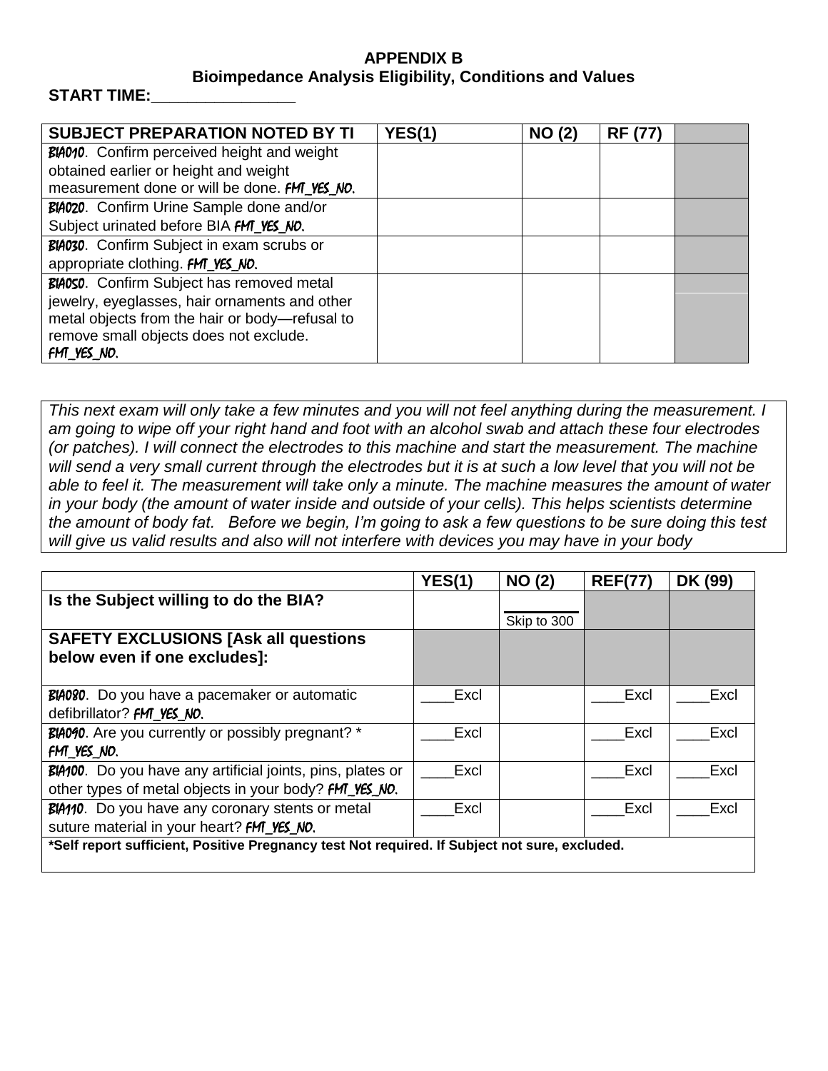**APPENDIX B**
**Bioimpedance Analysis Eligibility, Conditions and Values**

**START TIME:________________**

| SUBJECT PREPARATION NOTED BY TI | YES(1) | NO (2) | RF (77) | |
|---|---|---|---|---|
| BIA010. Confirm perceived height and weight obtained earlier or height and weight measurement done or will be done. FMT_YES_NO. | | | | |
| BIA020. Confirm Urine Sample done and/or Subject urinated before BIA FMT_YES_NO. | | | | |
| BIA030. Confirm Subject in exam scrubs or appropriate clothing. FMT_YES_NO. | | | | |
| BIA050. Confirm Subject has removed metal jewelry, eyeglasses, hair ornaments and other metal objects from the hair or body—refusal to remove small objects does not exclude. FMT_YES_NO. | | | | |

*This next exam will only take a few minutes and you will not feel anything during the measurement. I am going to wipe off your right hand and foot with an alcohol swab and attach these four electrodes (or patches). I will connect the electrodes to this machine and start the measurement. The machine will send a very small current through the electrodes but it is at such a low level that you will not be able to feel it. The measurement will take only a minute. The machine measures the amount of water in your body (the amount of water inside and outside of your cells). This helps scientists determine the amount of body fat. Before we begin, I'm going to ask a few questions to be sure doing this test will give us valid results and also will not interfere with devices you may have in your body*

| | YES(1) | NO (2) | REF(77) | DK (99) |
|---|---|---|---|---|
| **Is the Subject willing to do the BIA?** | | ________ Skip to 300 | | |
| **SAFETY EXCLUSIONS [Ask all questions below even if one excludes]:** | | | | |
| BIA080. Do you have a pacemaker or automatic defibrillator? FMT_YES_NO. | ____Excl | | ____Excl | ____Excl |
| BIA090. Are you currently or possibly pregnant? * FMT_YES_NO. | ____Excl | | ____Excl | ____Excl |
| BIA100. Do you have any artificial joints, pins, plates or other types of metal objects in your body? FMT_YES_NO. | ____Excl | | ____Excl | ____Excl |
| BIA110. Do you have any coronary stents or metal suture material in your heart? FMT_YES_NO. | ____Excl | | ____Excl | ____Excl |
| **\*Self report sufficient, Positive Pregnancy test Not required. If Subject not sure, excluded.** | | | | |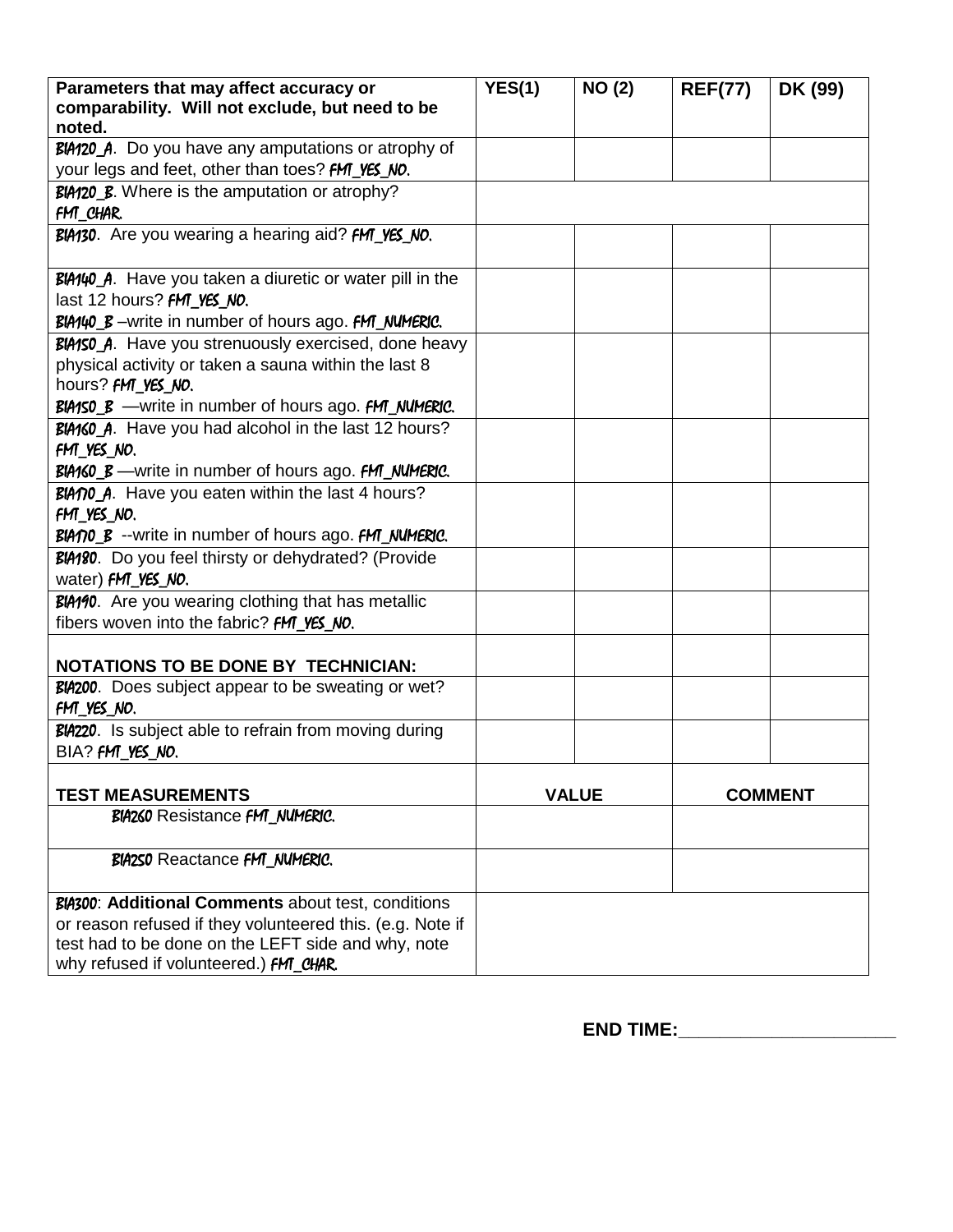| Parameters that may affect accuracy or comparability. Will not exclude, but need to be noted. | YES(1) | NO (2) | REF(77) | DK (99) |
|---|---|---|---|---|
| BIA120_A. Do you have any amputations or atrophy of your legs and feet, other than toes? FMT_YES_NO. | | | | |
| BIA120_B. Where is the amputation or atrophy? FMT_CHAR. | | | | |
| BIA130. Are you wearing a hearing aid? FMT_YES_NO. | | | | |
| BIA140_A. Have you taken a diuretic or water pill in the last 12 hours? FMT_YES_NO. BIA140_B –write in number of hours ago. FMT_NUMERIC. | | | | |
| BIA150_A. Have you strenuously exercised, done heavy physical activity or taken a sauna within the last 8 hours? FMT_YES_NO. BIA150_B —write in number of hours ago. FMT_NUMERIC. | | | | |
| BIA160_A. Have you had alcohol in the last 12 hours? FMT_YES_NO. BIA160_B —write in number of hours ago. FMT_NUMERIC. | | | | |
| BIA170_A. Have you eaten within the last 4 hours? FMT_YES_NO. BIA170_B --write in number of hours ago. FMT_NUMERIC. | | | | |
| BIA180. Do you feel thirsty or dehydrated? (Provide water) FMT_YES_NO. | | | | |
| BIA190. Are you wearing clothing that has metallic fibers woven into the fabric? FMT_YES_NO. | | | | |
| **NOTATIONS TO BE DONE BY TECHNICIAN:** | | | | |
| BIA200. Does subject appear to be sweating or wet? FMT_YES_NO. | | | | |
| BIA220. Is subject able to refrain from moving during BIA? FMT_YES_NO. | | | | |

| **TEST MEASUREMENTS** | **VALUE** | **COMMENT** |
|---|---|---|
| BIA260 Resistance FMT_NUMERIC. | | |
| BIA250 Reactance FMT_NUMERIC. | | |
| BIA300: **Additional Comments** about test, conditions or reason refused if they volunteered this. (e.g. Note if test had to be done on the LEFT side and why, note why refused if volunteered.) FMT_CHAR. | | |

**END TIME:**____________________